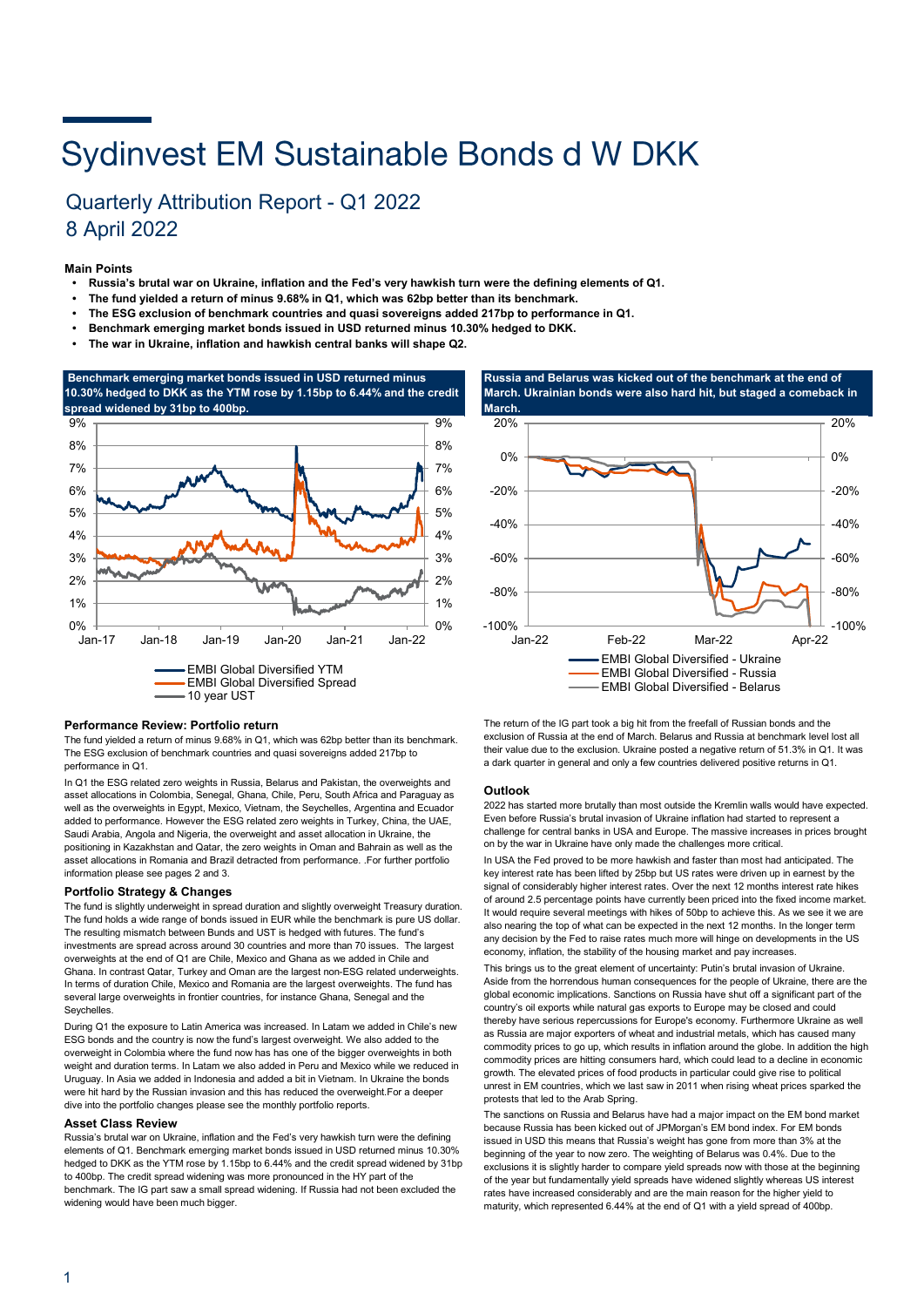# Sydinvest EM Sustainable Bonds d W DKK

## Quarterly Attribution Report - Q1 2022
## 8 April 2022

**Main Points**

- **Russia's brutal war on Ukraine, inflation and the Fed's very hawkish turn were the defining elements of Q1.**
- **The fund yielded a return of minus 9.68% in Q1, which was 62bp better than its benchmark.**
- **The ESG exclusion of benchmark countries and quasi sovereigns added 217bp to performance in Q1.**
- **Benchmark emerging market bonds issued in USD returned minus 10.30% hedged to DKK.**
- **The war in Ukraine, inflation and hawkish central banks will shape Q2.**

**Benchmark emerging market bonds issued in USD returned minus 10.30% hedged to DKK as the YTM rose by 1.15bp to 6.44% and the credit spread widened by 31bp to 400bp.**

EMBI Global Diversified YTM
EMBI Global Diversified Spread
10 year UST

**Russia and Belarus was kicked out of the benchmark at the end of March. Ukrainian bonds were also hard hit, but staged a comeback in March.**

EMBI Global Diversified - Ukraine
EMBI Global Diversified - Russia
EMBI Global Diversified - Belarus

### Performance Review: Portfolio return

The fund yielded a return of minus 9.68% in Q1, which was 62bp better than its benchmark. The ESG exclusion of benchmark countries and quasi sovereigns added 217bp to performance in Q1.

In Q1 the ESG related zero weights in Russia, Belarus and Pakistan, the overweights and asset allocations in Colombia, Senegal, Ghana, Chile, Peru, South Africa and Paraguay as well as the overweights in Egypt, Mexico, Vietnam, the Seychelles, Argentina and Ecuador added to performance. However the ESG related zero weights in Turkey, China, the UAE, Saudi Arabia, Angola and Nigeria, the overweight and asset allocation in Ukraine, the positioning in Kazakhstan and Qatar, the zero weights in Oman and Bahrain as well as the asset allocations in Romania and Brazil detracted from performance. .For further portfolio information please see pages 2 and 3.

### Portfolio Strategy & Changes

The fund is slightly underweight in spread duration and slightly overweight Treasury duration. The fund holds a wide range of bonds issued in EUR while the benchmark is pure US dollar. The resulting mismatch between Bunds and UST is hedged with futures. The fund's investments are spread across around 30 countries and more than 70 issues. The largest overweights at the end of Q1 are Chile, Mexico and Ghana as we added in Chile and Ghana. In contrast Qatar, Turkey and Oman are the largest non-ESG related underweights. In terms of duration Chile, Mexico and Romania are the largest overweights. The fund has several large overweights in frontier countries, for instance Ghana, Senegal and the Seychelles.

During Q1 the exposure to Latin America was increased. In Latam we added in Chile's new ESG bonds and the country is now the fund's largest overweight. We also added to the overweight in Colombia where the fund now has one of the bigger overweights in both weight and duration terms. In Latam we also added in Peru and Mexico while we reduced in Uruguay. In Asia we added in Indonesia and added a bit in Vietnam. In Ukraine the bonds were hit hard by the Russian invasion and this has reduced the overweight.For a deeper dive into the portfolio changes please see the monthly portfolio reports.

### Asset Class Review

Russia's brutal war on Ukraine, inflation and the Fed's very hawkish turn were the defining elements of Q1. Benchmark emerging market bonds issued in USD returned minus 10.30% hedged to DKK as the YTM rose by 1.15bp to 6.44% and the credit spread widened by 31bp to 400bp. The credit spread widening was more pronounced in the HY part of the benchmark. The IG part saw a small spread widening. If Russia had not been excluded the widening would have been much bigger.

The return of the IG part took a big hit from the freefall of Russian bonds and the exclusion of Russia at the end of March. Belarus and Russia at benchmark level lost all their value due to the exclusion. Ukraine posted a negative return of 51.3% in Q1. It was a dark quarter in general and only a few countries delivered positive returns in Q1.

### Outlook

2022 has started more brutally than most outside the Kremlin walls would have expected. Even before Russia's brutal invasion of Ukraine inflation had started to represent a challenge for central banks in USA and Europe. The massive increases in prices brought on by the war in Ukraine have only made the challenges more critical.

In USA the Fed proved to be more hawkish and faster than most had anticipated. The key interest rate has been lifted by 25bp but US rates were driven up in earnest by the signal of considerably higher interest rates. Over the next 12 months interest rate hikes of around 2.5 percentage points have currently been priced into the fixed income market. It would require several meetings with hikes of 50bp to achieve this. As we see it we are also nearing the top of what can be expected in the next 12 months. In the longer term any decision by the Fed to raise rates much more will hinge on developments in the US economy, inflation, the stability of the housing market and pay increases.

This brings us to the great element of uncertainty: Putin's brutal invasion of Ukraine. Aside from the horrendous human consequences for the people of Ukraine, there are the global economic implications. Sanctions on Russia have shut off a significant part of the country's oil exports while natural gas exports to Europe may be closed and could thereby have serious repercussions for Europe's economy. Furthermore Ukraine as well as Russia are major exporters of wheat and industrial metals, which has caused many commodity prices to go up, which results in inflation around the globe. In addition the high commodity prices are hitting consumers hard, which could lead to a decline in economic growth. The elevated prices of food products in particular could give rise to political unrest in EM countries, which we last saw in 2011 when rising wheat prices sparked the protests that led to the Arab Spring.

The sanctions on Russia and Belarus have had a major impact on the EM bond market because Russia has been kicked out of JPMorgan's EM bond index. For EM bonds issued in USD this means that Russia's weight has gone from more than 3% at the beginning of the year to now zero. The weighting of Belarus was 0.4%. Due to the exclusions it is slightly harder to compare yield spreads now with those at the beginning of the year but fundamentally yield spreads have widened slightly whereas US interest rates have increased considerably and are the main reason for the higher yield to maturity, which represented 6.44% at the end of Q1 with a yield spread of 400bp.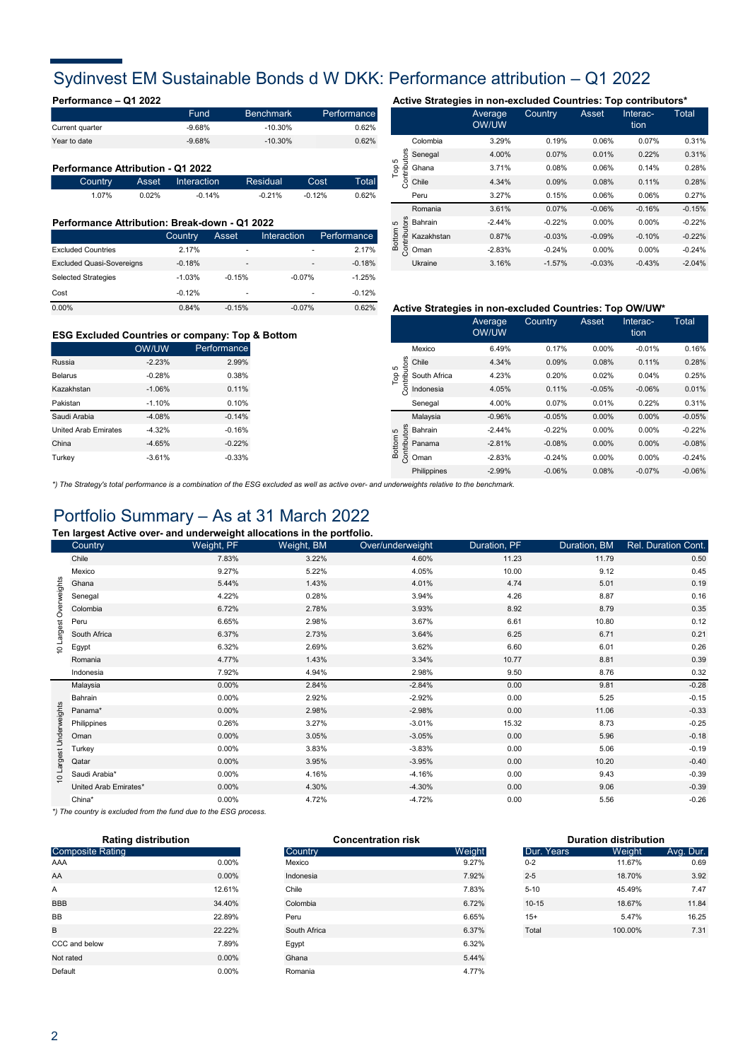# Sydinvest EM Sustainable Bonds d W DKK: Performance attribution – Q1 2022

### Performance – Q1 2022

| | Fund | Benchmark | Performance |
|---|---|---|---|
| Current quarter | -9.68% | -10.30% | 0.62% |
| Year to date | -9.68% | -10.30% | 0.62% |

### Performance Attribution - Q1 2022

| Country | Asset | Interaction | Residual | Cost | Total |
|---|---|---|---|---|---|
| 1.07% | 0.02% | -0.14% | -0.21% | -0.12% | 0.62% |

### Performance Attribution: Break-down - Q1 2022

| | Country | Asset | Interaction | Performance |
|---|---|---|---|---|
| Excluded Countries | 2.17% | - | - | 2.17% |
| Excluded Quasi-Sovereigns | -0.18% | - | - | -0.18% |
| Selected Strategies | -1.03% | -0.15% | -0.07% | -1.25% |
| Cost | -0.12% | - | - | -0.12% |
| 0.00% | 0.84% | -0.15% | -0.07% | 0.62% |

### ESG Excluded Countries or company: Top & Bottom

| | OW/UW | Performance |
|---|---|---|
| Russia | -2.23% | 2.99% |
| Belarus | -0.28% | 0.38% |
| Kazakhstan | -1.06% | 0.11% |
| Pakistan | -1.10% | 0.10% |
| Saudi Arabia | -4.08% | -0.14% |
| United Arab Emirates | -4.32% | -0.16% |
| China | -4.65% | -0.22% |
| Turkey | -3.61% | -0.33% |

### Active Strategies in non-excluded Countries: Top contributors*

| | | Average OW/UW | Country | Asset | Interaction | Total |
|---|---|---|---|---|---|---|
| Top 5 Contributors | Colombia | 3.29% | 0.19% | 0.06% | 0.07% | 0.31% |
| | Senegal | 4.00% | 0.07% | 0.01% | 0.22% | 0.31% |
| | Ghana | 3.71% | 0.08% | 0.06% | 0.14% | 0.28% |
| | Chile | 4.34% | 0.09% | 0.08% | 0.11% | 0.28% |
| | Peru | 3.27% | 0.15% | 0.06% | 0.06% | 0.27% |
| Bottom 5 Contributors | Romania | 3.61% | 0.07% | -0.06% | -0.16% | -0.15% |
| | Bahrain | -2.44% | -0.22% | 0.00% | 0.00% | -0.22% |
| | Kazakhstan | 0.87% | -0.03% | -0.09% | -0.10% | -0.22% |
| | Oman | -2.83% | -0.24% | 0.00% | 0.00% | -0.24% |
| | Ukraine | 3.16% | -1.57% | -0.03% | -0.43% | -2.04% |

### Active Strategies in non-excluded Countries: Top OW/UW*

| | | Average OW/UW | Country | Asset | Interaction | Total |
|---|---|---|---|---|---|---|
| Top 5 Contributors | Mexico | 6.49% | 0.17% | 0.00% | -0.01% | 0.16% |
| | Chile | 4.34% | 0.09% | 0.08% | 0.11% | 0.28% |
| | South Africa | 4.23% | 0.20% | 0.02% | 0.04% | 0.25% |
| | Indonesia | 4.05% | 0.11% | -0.05% | -0.06% | 0.01% |
| | Senegal | 4.00% | 0.07% | 0.01% | 0.22% | 0.31% |
| Bottom 5 Contributors | Malaysia | -0.96% | -0.05% | 0.00% | 0.00% | -0.05% |
| | Bahrain | -2.44% | -0.22% | 0.00% | 0.00% | -0.22% |
| | Panama | -2.81% | -0.08% | 0.00% | 0.00% | -0.08% |
| | Oman | -2.83% | -0.24% | 0.00% | 0.00% | -0.24% |
| | Philippines | -2.99% | -0.06% | 0.08% | -0.07% | -0.06% |

*) The Strategy's total performance is a combination of the ESG excluded as well as active over- and underweights relative to the benchmark.

# Portfolio Summary – As at 31 March 2022

### Ten largest Active over- and underweight allocations in the portfolio.

| | Country | Weight, PF | Weight, BM | Over/underweight | Duration, PF | Duration, BM | Rel. Duration Cont. |
|---|---|---|---|---|---|---|---|
| 10 Largest Overweights | Chile | 7.83% | 3.22% | 4.60% | 11.23 | 11.79 | 0.50 |
| | Mexico | 9.27% | 5.22% | 4.05% | 10.00 | 9.12 | 0.45 |
| | Ghana | 5.44% | 1.43% | 4.01% | 4.74 | 5.01 | 0.19 |
| | Senegal | 4.22% | 0.28% | 3.94% | 4.26 | 8.87 | 0.16 |
| | Colombia | 6.72% | 2.78% | 3.93% | 8.92 | 8.79 | 0.35 |
| | Peru | 6.65% | 2.98% | 3.67% | 6.61 | 10.80 | 0.12 |
| | South Africa | 6.37% | 2.73% | 3.64% | 6.25 | 6.71 | 0.21 |
| | Egypt | 6.32% | 2.69% | 3.62% | 6.60 | 6.01 | 0.26 |
| | Romania | 4.77% | 1.43% | 3.34% | 10.77 | 8.81 | 0.39 |
| | Indonesia | 7.92% | 4.94% | 2.98% | 9.50 | 8.76 | 0.32 |
| 10 Largest Underweights | Malaysia | 0.00% | 2.84% | -2.84% | 0.00 | 9.81 | -0.28 |
| | Bahrain | 0.00% | 2.92% | -2.92% | 0.00 | 5.25 | -0.15 |
| | Panama* | 0.00% | 2.98% | -2.98% | 0.00 | 11.06 | -0.33 |
| | Philippines | 0.26% | 3.27% | -3.01% | 15.32 | 8.73 | -0.25 |
| | Oman | 0.00% | 3.05% | -3.05% | 0.00 | 5.96 | -0.18 |
| | Turkey | 0.00% | 3.83% | -3.83% | 0.00 | 5.06 | -0.19 |
| | Qatar | 0.00% | 3.95% | -3.95% | 0.00 | 10.20 | -0.40 |
| | Saudi Arabia* | 0.00% | 4.16% | -4.16% | 0.00 | 9.43 | -0.39 |
| | United Arab Emirates* | 0.00% | 4.30% | -4.30% | 0.00 | 9.06 | -0.39 |
| | China* | 0.00% | 4.72% | -4.72% | 0.00 | 5.56 | -0.26 |

*) The country is excluded from the fund due to the ESG process.

### Rating distribution

| Composite Rating | |
|---|---|
| AAA | 0.00% |
| AA | 0.00% |
| A | 12.61% |
| BBB | 34.40% |
| BB | 22.89% |
| B | 22.22% |
| CCC and below | 7.89% |
| Not rated | 0.00% |
| Default | 0.00% |

### Concentration risk

| Country | Weight |
|---|---|
| Mexico | 9.27% |
| Indonesia | 7.92% |
| Chile | 7.83% |
| Colombia | 6.72% |
| Peru | 6.65% |
| South Africa | 6.37% |
| Egypt | 6.32% |
| Ghana | 5.44% |
| Romania | 4.77% |

### Duration distribution

| Dur. Years | Weight | Avg. Dur. |
|---|---|---|
| 0-2 | 11.67% | 0.69 |
| 2-5 | 18.70% | 3.92 |
| 5-10 | 45.49% | 7.47 |
| 10-15 | 18.67% | 11.84 |
| 15+ | 5.47% | 16.25 |
| Total | 100.00% | 7.31 |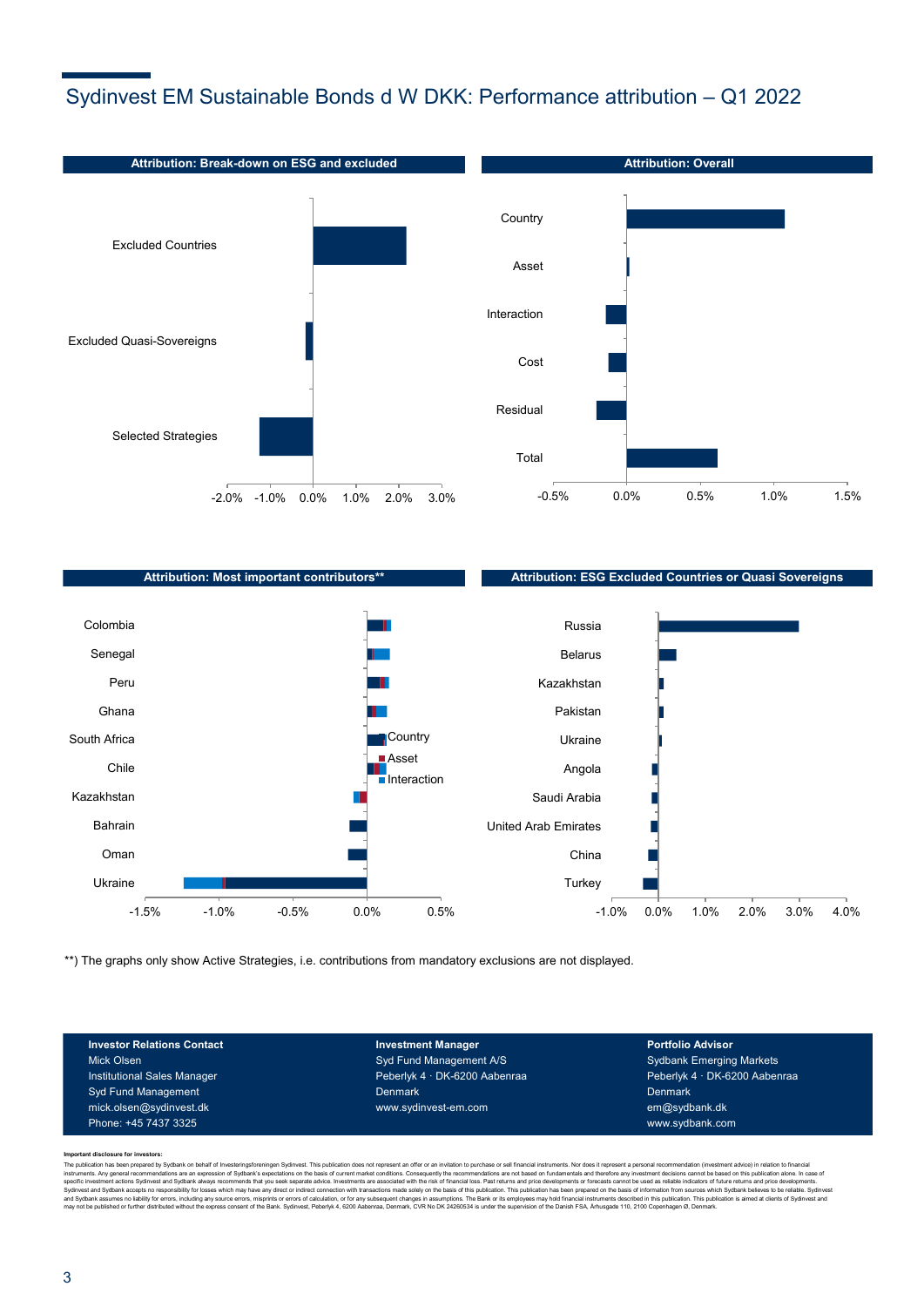# Sydinvest EM Sustainable Bonds d W DKK: Performance attribution – Q1 2022

**Attribution: Break-down on ESG and excluded**

Excluded Countries

Excluded Quasi-Sovereigns

Selected Strategies

-2.0% -1.0% 0.0% 1.0% 2.0% 3.0%

**Attribution: Overall**

Country

Asset

Interaction

Cost

Residual

Total

-0.5% 0.0% 0.5% 1.0% 1.5%

**Attribution: Most important contributors****

Colombia

Senegal

Peru

Ghana

South Africa

Chile

Kazakhstan

Bahrain

Oman

Ukraine

Country

Asset

Interaction

-1.5% -1.0% -0.5% 0.0% 0.5%

**Attribution: ESG Excluded Countries or Quasi Sovereigns**

Russia

Belarus

Kazakhstan

Pakistan

Ukraine

Angola

Saudi Arabia

United Arab Emirates

China

Turkey

-1.0% 0.0% 1.0% 2.0% 3.0% 4.0%

**) The graphs only show Active Strategies, i.e. contributions from mandatory exclusions are not displayed.

**Investor Relations Contact**
Mick Olsen
Institutional Sales Manager
Syd Fund Management
mick.olsen@sydinvest.dk
Phone: +45 7437 3325

**Investment Manager**
Syd Fund Management A/S
Peberlyk 4 · DK-6200 Aabenraa
Denmark
www.sydinvest-em.com

**Portfolio Advisor**
Sydbank Emerging Markets
Peberlyk 4 · DK-6200 Aabenraa
Denmark
em@sydbank.dk
www.sydbank.com

**Important disclosure for investors:**

The publication has been prepared by Sydbank on behalf of Investeringsforeningen Sydinvest. This publication does not represent an offer or an invitation to purchase or sell financial instruments. Nor does it represent a personal recommendation (investment advice) in relation to financial instruments. Any general recommendations are an expression of Sydbank's expectations on the basis of current market conditions. Consequently the recommendations are not based on fundamentals and therefore any investment decisions cannot be based on this publication alone. In case of specific investment actions Sydinvest and Sydbank always recommends that you seek separate advice. Investments are associated with the risk of financial loss. Past returns and price developments or forecasts cannot be used as reliable indicators of future returns and price developments. Sydinvest and Sydbank accepts no responsibility for losses which may have any direct or indirect connection with transactions made solely on the basis of this publication. This publication has been prepared on the basis of information from sources which Sydbank believes to be reliable. Sydinvest and Sydbank assumes no liability for errors, including any source errors, misprints or errors of calculation, or for any subsequent changes in assumptions. The Bank or its employees may hold financial instruments described in this publication. This publication is aimed at clients of Sydinvest and may not be published or further distributed without the express consent of the Bank. Sydinvest, Peberlyk 4, 6200 Aabenraa, Denmark, CVR No DK 24260534 is under the supervision of the Danish FSA, Århusgade 110, 2100 Copenhagen Ø, Denmark.